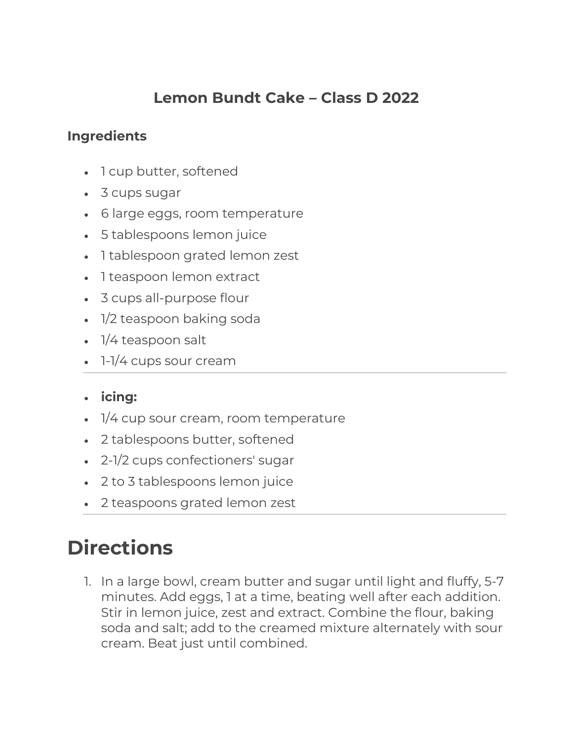## Lemon Bundt Cake – Class D 2022

### Ingredients

- 1 cup butter, softened
- 3 cups sugar
- 6 large eggs, room temperature
- 5 tablespoons lemon juice
- 1 tablespoon grated lemon zest
- 1 teaspoon lemon extract
- 3 cups all-purpose flour
- 1/2 teaspoon baking soda
- 1/4 teaspoon salt
- 1-1/4 cups sour cream

---

- **icing:**
- 1/4 cup sour cream, room temperature
- 2 tablespoons butter, softened
- 2-1/2 cups confectioners' sugar
- 2 to 3 tablespoons lemon juice
- 2 teaspoons grated lemon zest

---

# Directions

1. In a large bowl, cream butter and sugar until light and fluffy, 5-7 minutes. Add eggs, 1 at a time, beating well after each addition. Stir in lemon juice, zest and extract. Combine the flour, baking soda and salt; add to the creamed mixture alternately with sour cream. Beat just until combined.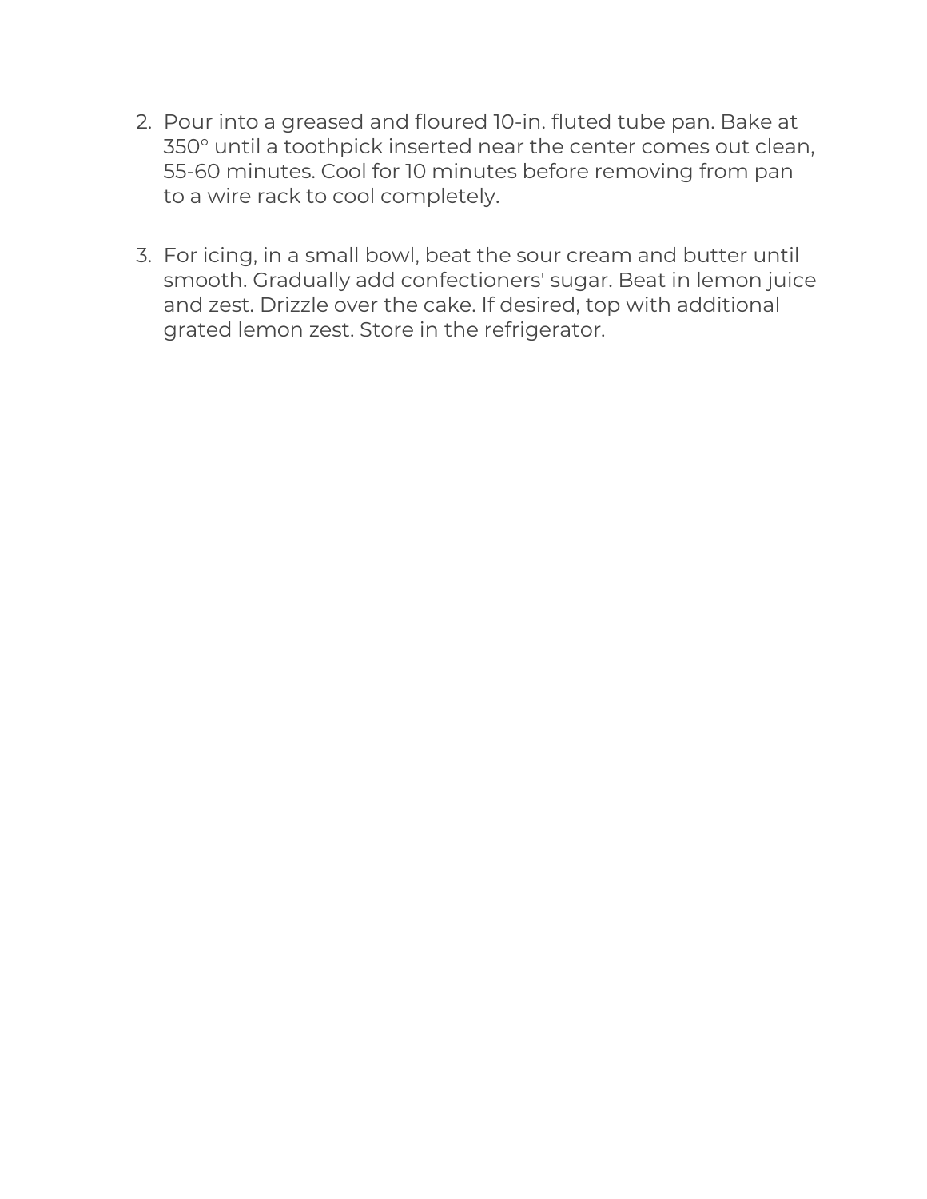2. Pour into a greased and floured 10-in. fluted tube pan. Bake at 350° until a toothpick inserted near the center comes out clean, 55-60 minutes. Cool for 10 minutes before removing from pan to a wire rack to cool completely.

3. For icing, in a small bowl, beat the sour cream and butter until smooth. Gradually add confectioners' sugar. Beat in lemon juice and zest. Drizzle over the cake. If desired, top with additional grated lemon zest. Store in the refrigerator.